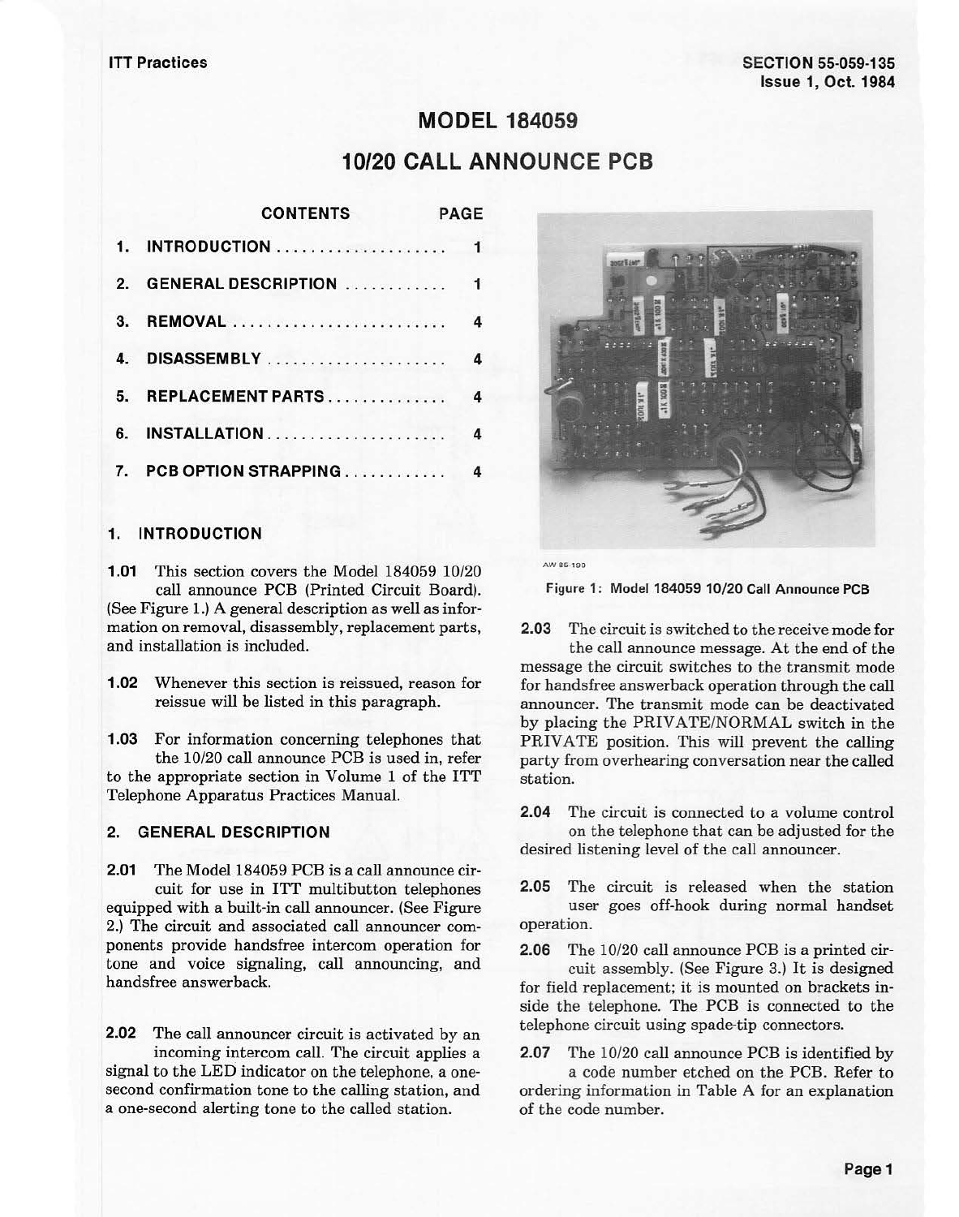# MODEL 184059

# 10/20 CALL ANNOUNCE PCB

| CONTENTS | PAGE |
|---|---|
| 1. INTRODUCTION | 1 |
| 2. GENERAL DESCRIPTION | 1 |
| 3. REMOVAL | 4 |
| 4. DISASSEMBLY | 4 |
| 5. REPLACEMENT PARTS | 4 |
| 6. INSTALLATION | 4 |
| 7. PCB OPTION STRAPPING | 4 |

## 1. INTRODUCTION

**1.01** This section covers the Model 184059 10/20 call announce PCB (Printed Circuit Board). (See Figure 1.) A general description as well as information on removal, disassembly, replacement parts, and installation is included.

**1.02** Whenever this section is reissued, reason for reissue will be listed in this paragraph.

**1.03** For information concerning telephones that the 10/20 call announce PCB is used in, refer to the appropriate section in Volume 1 of the ITT Telephone Apparatus Practices Manual.

## 2. GENERAL DESCRIPTION

**2.01** The Model 184059 PCB is a call announce circuit for use in ITT multibutton telephones equipped with a built-in call announcer. (See Figure 2.) The circuit and associated call announcer components provide handsfree intercom operation for tone and voice signaling, call announcing, and handsfree answerback.

**2.02** The call announcer circuit is activated by an incoming intercom call. The circuit applies a signal to the LED indicator on the telephone, a one-second confirmation tone to the calling station, and a one-second alerting tone to the called station.

AW 85-190

Figure 1: Model 184059 10/20 Call Announce PCB

**2.03** The circuit is switched to the receive mode for the call announce message. At the end of the message the circuit switches to the transmit mode for handsfree answerback operation through the call announcer. The transmit mode can be deactivated by placing the PRIVATE/NORMAL switch in the PRIVATE position. This will prevent the calling party from overhearing conversation near the called station.

**2.04** The circuit is connected to a volume control on the telephone that can be adjusted for the desired listening level of the call announcer.

**2.05** The circuit is released when the station user goes off-hook during normal handset operation.

**2.06** The 10/20 call announce PCB is a printed circuit assembly. (See Figure 3.) It is designed for field replacement; it is mounted on brackets inside the telephone. The PCB is connected to the telephone circuit using spade-tip connectors.

**2.07** The 10/20 call announce PCB is identified by a code number etched on the PCB. Refer to ordering information in Table A for an explanation of the code number.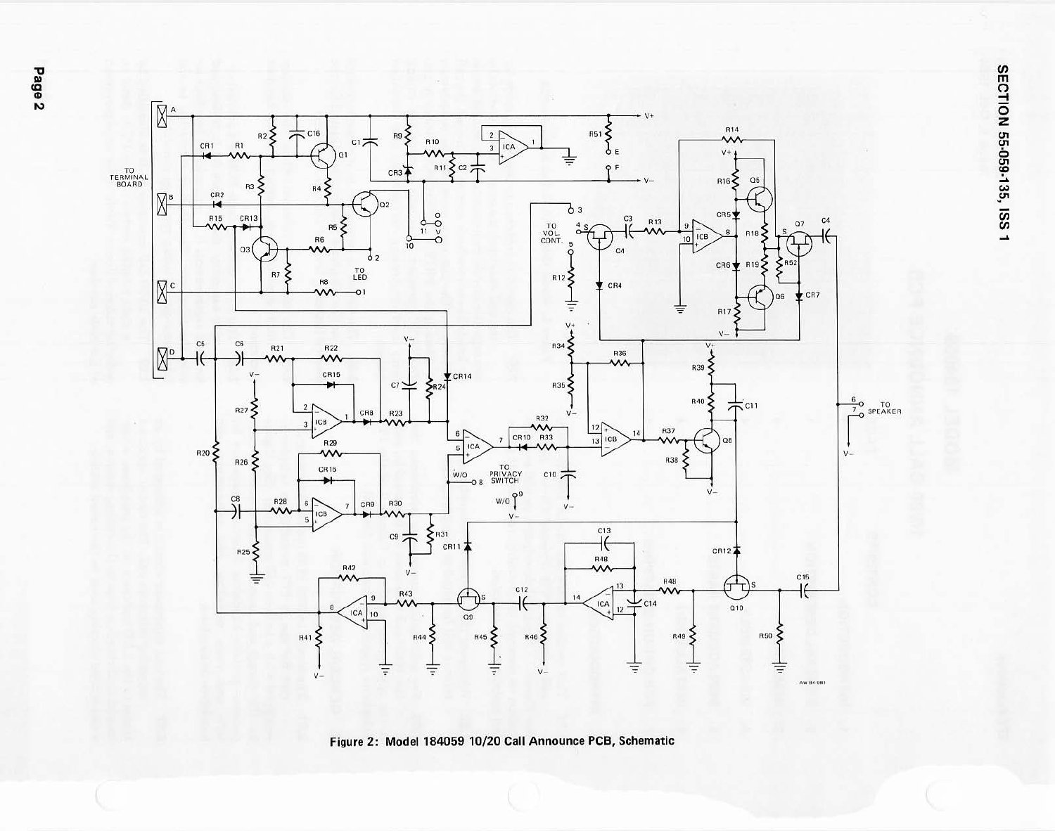Figure 2: Model 184059 10/20 Call Announce PCB, Schematic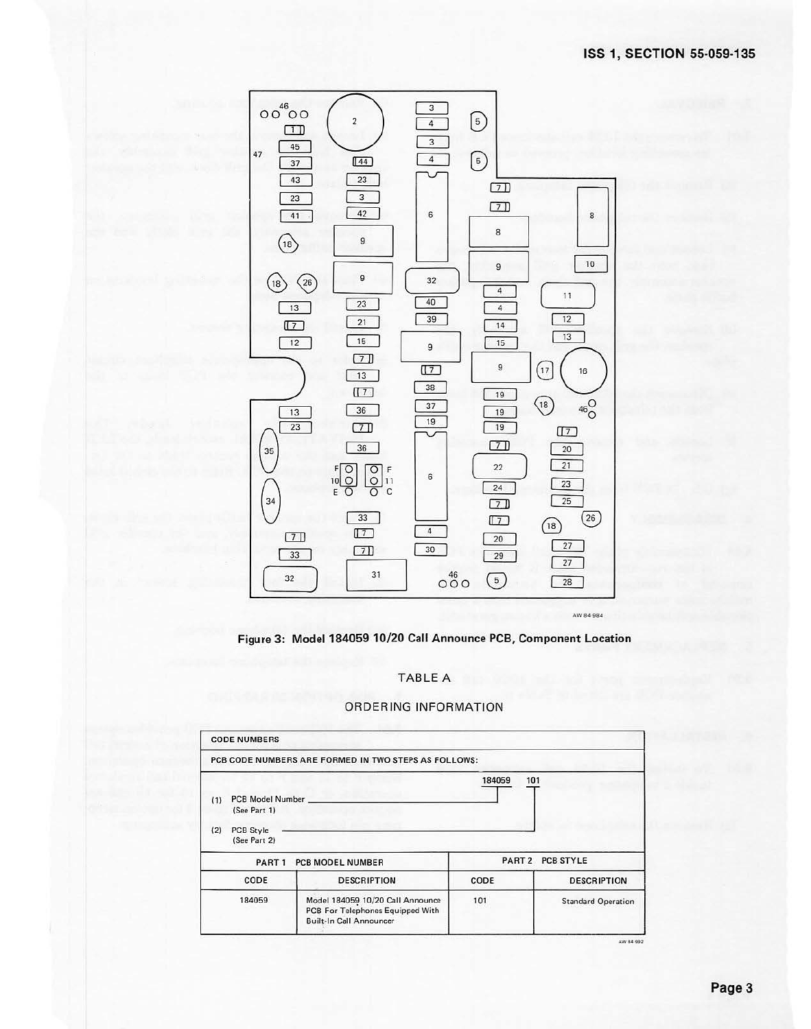Figure 3: Model 184059 10/20 Call Announce PCB, Component Location

TABLE A

ORDERING INFORMATION

**CODE NUMBERS**

PCB CODE NUMBERS ARE FORMED IN TWO STEPS AS FOLLOWS:

184059 101

(1) PCB Model Number (See Part 1)

(2) PCB Style (See Part 2)

| PART 1 PCB MODEL NUMBER | | PART 2 PCB STYLE | |
|---|---|---|---|
| CODE | DESCRIPTION | CODE | DESCRIPTION |
| 184059 | Model 184059 10/20 Call Announce PCB For Telephones Equipped With Built-In Call Announcer | 101 | Standard Operation |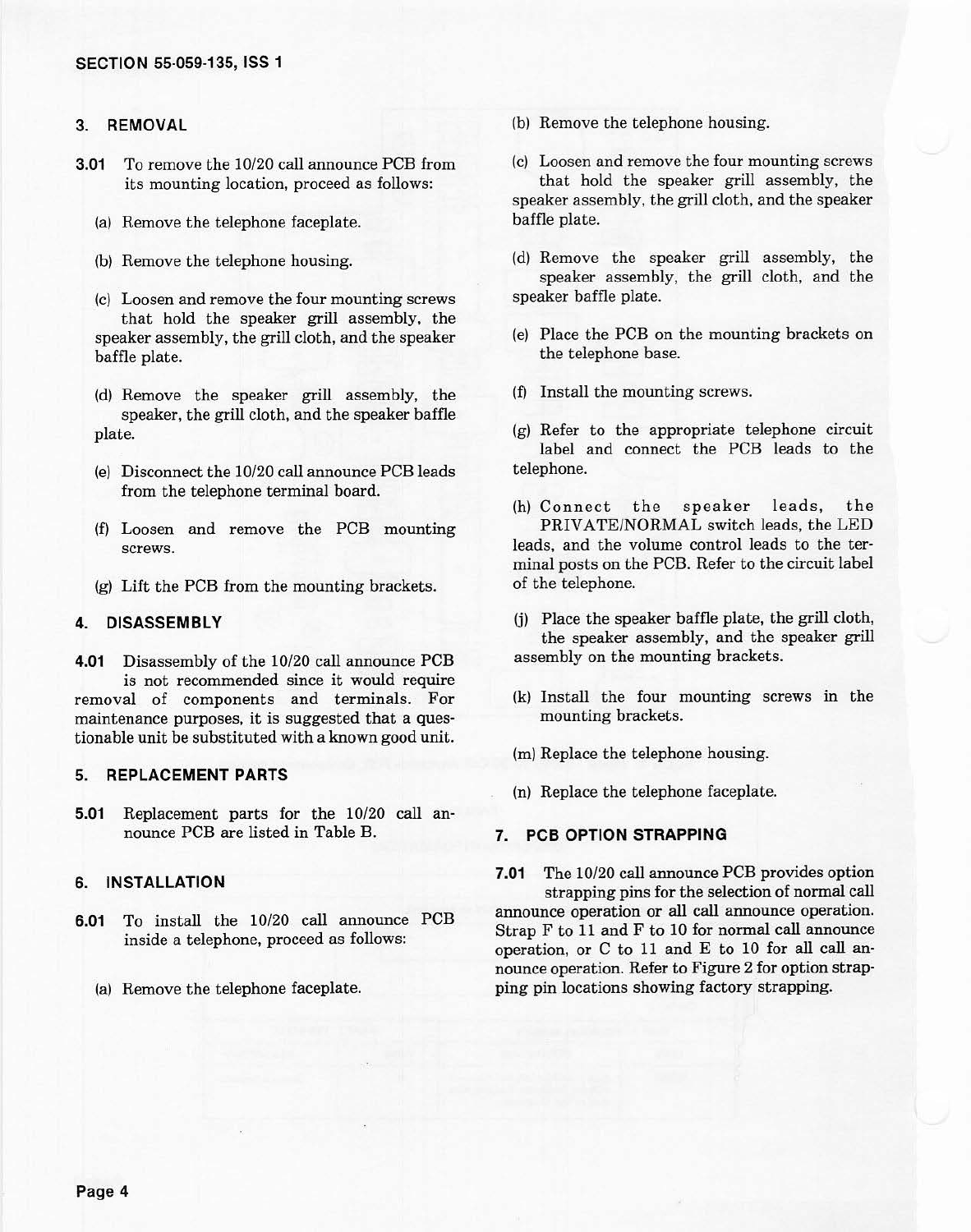## 3. REMOVAL

**3.01** To remove the 10/20 call announce PCB from its mounting location, proceed as follows:

(a) Remove the telephone faceplate.

(b) Remove the telephone housing.

(c) Loosen and remove the four mounting screws that hold the speaker grill assembly, the speaker assembly, the grill cloth, and the speaker baffle plate.

(d) Remove the speaker grill assembly, the speaker, the grill cloth, and the speaker baffle plate.

(e) Disconnect the 10/20 call announce PCB leads from the telephone terminal board.

(f) Loosen and remove the PCB mounting screws.

(g) Lift the PCB from the mounting brackets.

## 4. DISASSEMBLY

**4.01** Disassembly of the 10/20 call announce PCB is not recommended since it would require removal of components and terminals. For maintenance purposes, it is suggested that a questionable unit be substituted with a known good unit.

## 5. REPLACEMENT PARTS

**5.01** Replacement parts for the 10/20 call announce PCB are listed in Table B.

## 6. INSTALLATION

**6.01** To install the 10/20 call announce PCB inside a telephone, proceed as follows:

(a) Remove the telephone faceplate.

(b) Remove the telephone housing.

(c) Loosen and remove the four mounting screws that hold the speaker grill assembly, the speaker assembly, the grill cloth, and the speaker baffle plate.

(d) Remove the speaker grill assembly, the speaker assembly, the grill cloth, and the speaker baffle plate.

(e) Place the PCB on the mounting brackets on the telephone base.

(f) Install the mounting screws.

(g) Refer to the appropriate telephone circuit label and connect the PCB leads to the telephone.

(h) Connect the speaker leads, the PRIVATE/NORMAL switch leads, the LED leads, and the volume control leads to the terminal posts on the PCB. Refer to the circuit label of the telephone.

(j) Place the speaker baffle plate, the grill cloth, the speaker assembly, and the speaker grill assembly on the mounting brackets.

(k) Install the four mounting screws in the mounting brackets.

(m) Replace the telephone housing.

(n) Replace the telephone faceplate.

## 7. PCB OPTION STRAPPING

**7.01** The 10/20 call announce PCB provides option strapping pins for the selection of normal call announce operation or all call announce operation. Strap F to 11 and F to 10 for normal call announce operation, or C to 11 and E to 10 for all call announce operation. Refer to Figure 2 for option strapping pin locations showing factory strapping.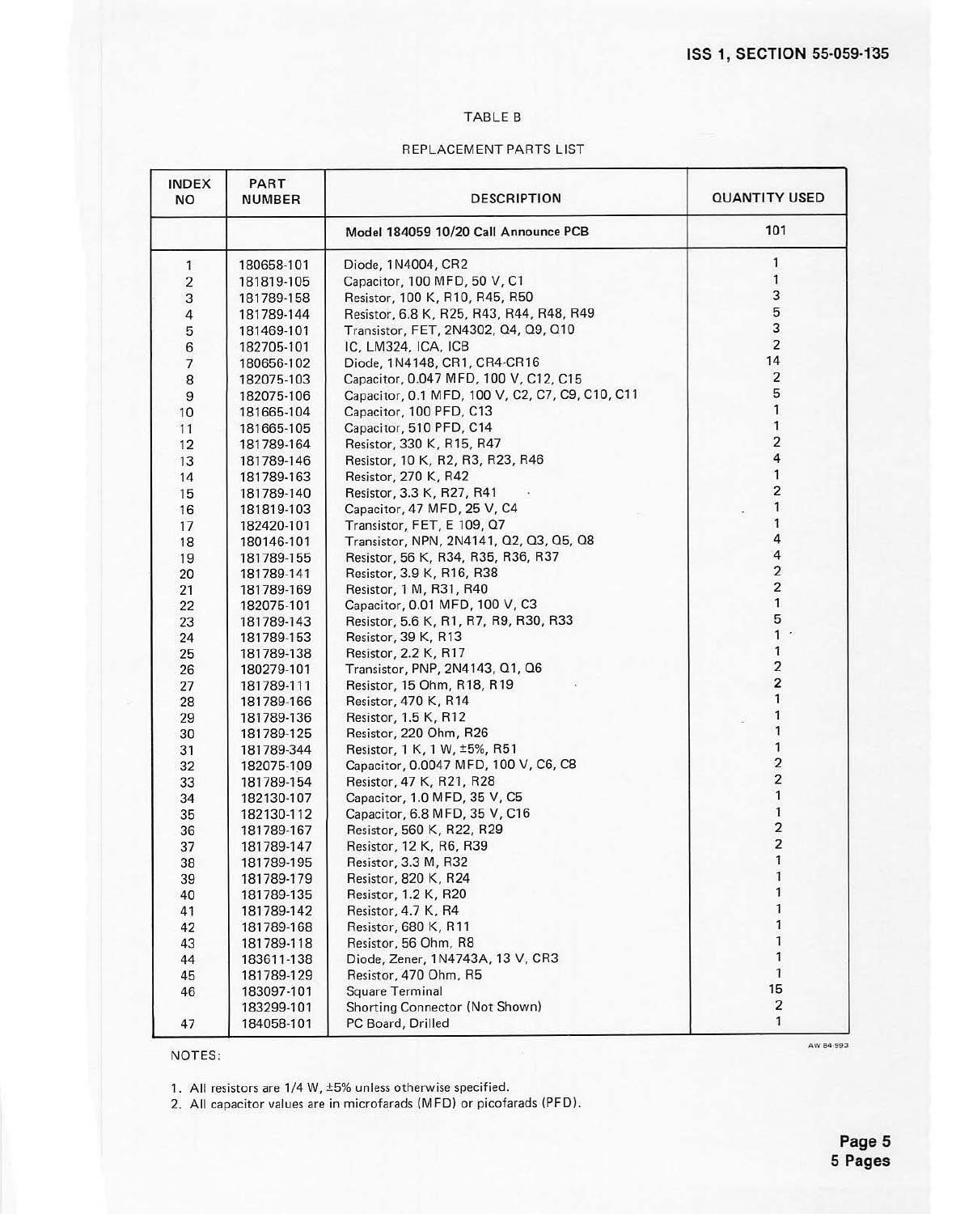TABLE B

REPLACEMENT PARTS LIST

| INDEX NO | PART NUMBER | DESCRIPTION | QUANTITY USED |
|---|---|---|---|
| | | **Model 184059 10/20 Call Announce PCB** | 101 |
| 1 | 180658-101 | Diode, 1N4004, CR2 | 1 |
| 2 | 181819-105 | Capacitor, 100 MFD, 50 V, C1 | 1 |
| 3 | 181789-158 | Resistor, 100 K, R10, R45, R50 | 3 |
| 4 | 181789-144 | Resistor, 6.8 K, R25, R43, R44, R48, R49 | 5 |
| 5 | 181469-101 | Transistor, FET, 2N4302, Q4, Q9, Q10 | 3 |
| 6 | 182705-101 | IC, LM324, ICA, ICB | 2 |
| 7 | 180656-102 | Diode, 1N4148, CR1, CR4-CR16 | 14 |
| 8 | 182075-103 | Capacitor, 0.047 MFD, 100 V, C12, C15 | 2 |
| 9 | 182075-106 | Capacitor, 0.1 MFD, 100 V, C2, C7, C9, C10, C11 | 5 |
| 10 | 181665-104 | Capacitor, 100 PFD, C13 | 1 |
| 11 | 181665-105 | Capacitor, 510 PFD, C14 | 1 |
| 12 | 181789-164 | Resistor, 330 K, R15, R47 | 2 |
| 13 | 181789-146 | Resistor, 10 K, R2, R3, R23, R46 | 4 |
| 14 | 181789-163 | Resistor, 270 K, R42 | 1 |
| 15 | 181789-140 | Resistor, 3.3 K, R27, R41 | 2 |
| 16 | 181819-103 | Capacitor, 47 MFD, 25 V, C4 | 1 |
| 17 | 182420-101 | Transistor, FET, E 109, Q7 | 1 |
| 18 | 180146-101 | Transistor, NPN, 2N4141, Q2, Q3, Q5, Q8 | 4 |
| 19 | 181789-155 | Resistor, 56 K, R34, R35, R36, R37 | 4 |
| 20 | 181789-141 | Resistor, 3.9 K, R16, R38 | 2 |
| 21 | 181789-169 | Resistor, 1 M, R31, R40 | 2 |
| 22 | 182075-101 | Capacitor, 0.01 MFD, 100 V, C3 | 1 |
| 23 | 181789-143 | Resistor, 5.6 K, R1, R7, R9, R30, R33 | 5 |
| 24 | 181789-153 | Resistor, 39 K, R13 | 1 |
| 25 | 181789-138 | Resistor, 2.2 K, R17 | 1 |
| 26 | 180279-101 | Transistor, PNP, 2N4143, Q1, Q6 | 2 |
| 27 | 181789-111 | Resistor, 15 Ohm, R18, R19 | 2 |
| 28 | 181789-166 | Resistor, 470 K, R14 | 1 |
| 29 | 181789-136 | Resistor, 1.5 K, R12 | 1 |
| 30 | 181789-125 | Resistor, 220 Ohm, R26 | 1 |
| 31 | 181789-344 | Resistor, 1 K, 1 W, ±5%, R51 | 1 |
| 32 | 182075-109 | Capacitor, 0.0047 MFD, 100 V, C6, C8 | 2 |
| 33 | 181789-154 | Resistor, 47 K, R21, R28 | 2 |
| 34 | 182130-107 | Capacitor, 1.0 MFD, 35 V, C5 | 1 |
| 35 | 182130-112 | Capacitor, 6.8 MFD, 35 V, C16 | 1 |
| 36 | 181789-167 | Resistor, 560 K, R22, R29 | 2 |
| 37 | 181789-147 | Resistor, 12 K, R6, R39 | 2 |
| 38 | 181789-195 | Resistor, 3.3 M, R32 | 1 |
| 39 | 181789-179 | Resistor, 820 K, R24 | 1 |
| 40 | 181789-135 | Resistor, 1.2 K, R20 | 1 |
| 41 | 181789-142 | Resistor, 4.7 K, R4 | 1 |
| 42 | 181789-168 | Resistor, 680 K, R11 | 1 |
| 43 | 181789-118 | Resistor, 56 Ohm, R8 | 1 |
| 44 | 183611-138 | Diode, Zener, 1N4743A, 13 V, CR3 | 1 |
| 45 | 181789-129 | Resistor, 470 Ohm, R5 | 1 |
| 46 | 183097-101 | Square Terminal | 15 |
| | 183299-101 | Shorting Connector (Not Shown) | 2 |
| 47 | 184058-101 | PC Board, Drilled | 1 |

AW 84-993

NOTES:

1. All resistors are 1/4 W, ±5% unless otherwise specified.
2. All capacitor values are in microfarads (MFD) or picofarads (PFD).